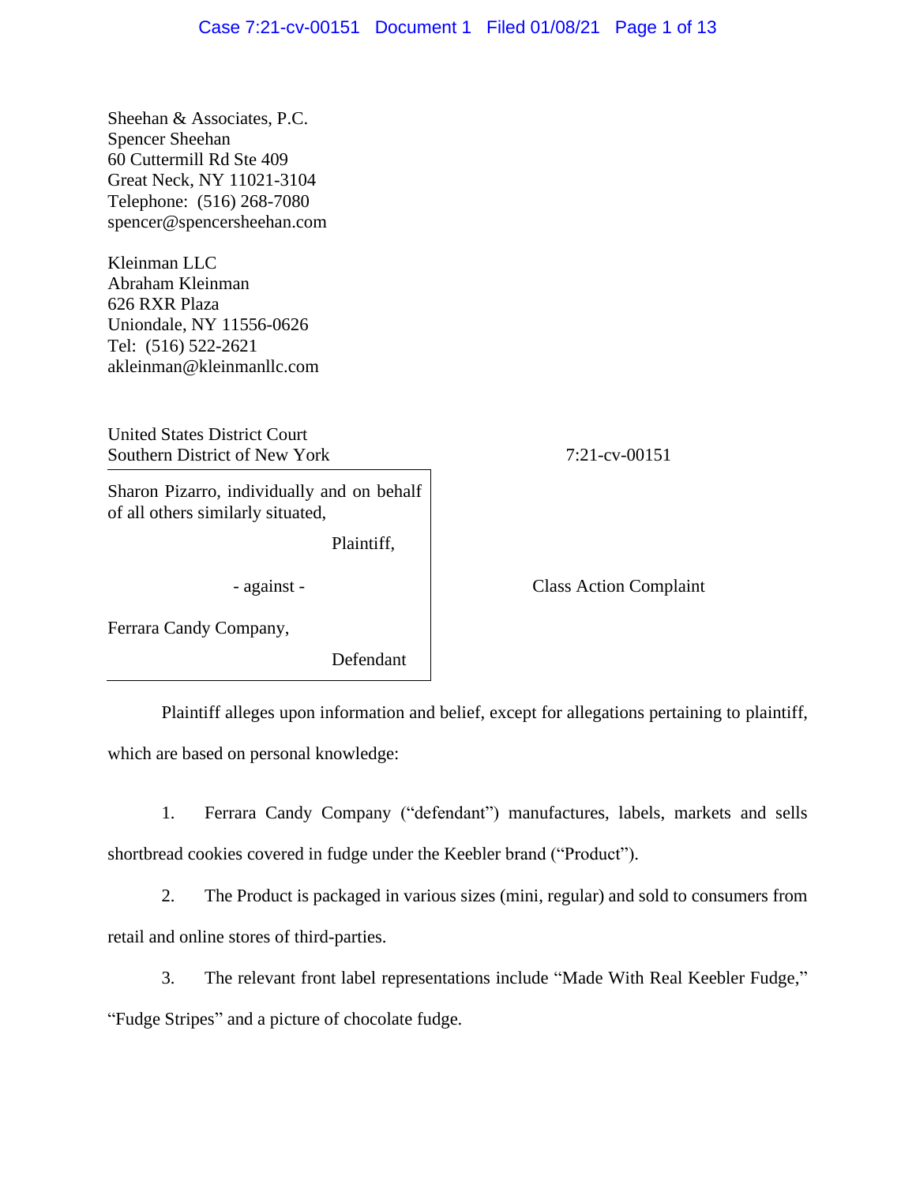Sheehan & Associates, P.C.
Spencer Sheehan
60 Cuttermill Rd Ste 409
Great Neck, NY 11021-3104
Telephone: (516) 268-7080
spencer@spencersheehan.com

Kleinman LLC
Abraham Kleinman
626 RXR Plaza
Uniondale, NY 11556-0626
Tel: (516) 522-2621
akleinman@kleinmanllc.com

United States District Court
Southern District of New York

7:21-cv-00151

Sharon Pizarro, individually and on behalf of all others similarly situated,

Plaintiff,

- against -

Ferrara Candy Company,

Defendant

Class Action Complaint

Plaintiff alleges upon information and belief, except for allegations pertaining to plaintiff, which are based on personal knowledge:

1. Ferrara Candy Company ("defendant") manufactures, labels, markets and sells shortbread cookies covered in fudge under the Keebler brand ("Product").

2. The Product is packaged in various sizes (mini, regular) and sold to consumers from retail and online stores of third-parties.

3. The relevant front label representations include "Made With Real Keebler Fudge," "Fudge Stripes" and a picture of chocolate fudge.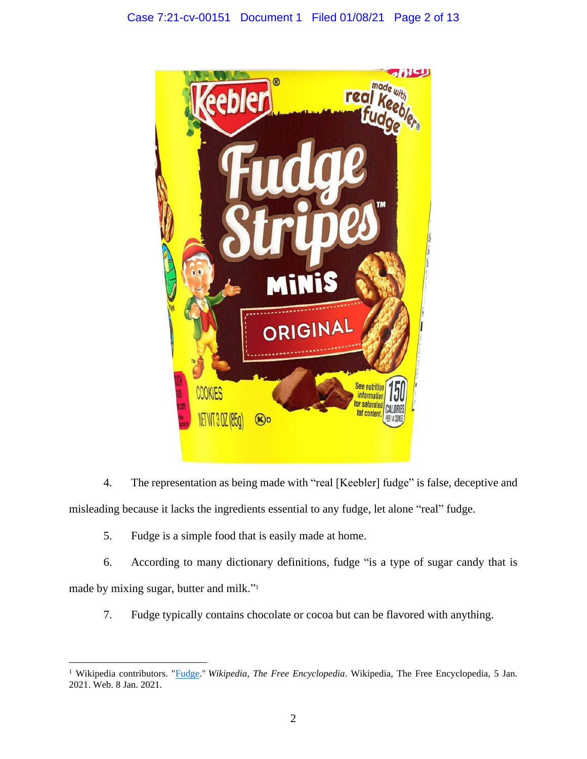4. The representation as being made with "real [Keebler] fudge" is false, deceptive and misleading because it lacks the ingredients essential to any fudge, let alone "real" fudge.

5. Fudge is a simple food that is easily made at home.

6. According to many dictionary definitions, fudge "is a type of sugar candy that is made by mixing sugar, butter and milk."[1]

7. Fudge typically contains chocolate or cocoa but can be flavored with anything.

---

[1] Wikipedia contributors. "Fudge." *Wikipedia, The Free Encyclopedia*. Wikipedia, The Free Encyclopedia, 5 Jan. 2021. Web. 8 Jan. 2021.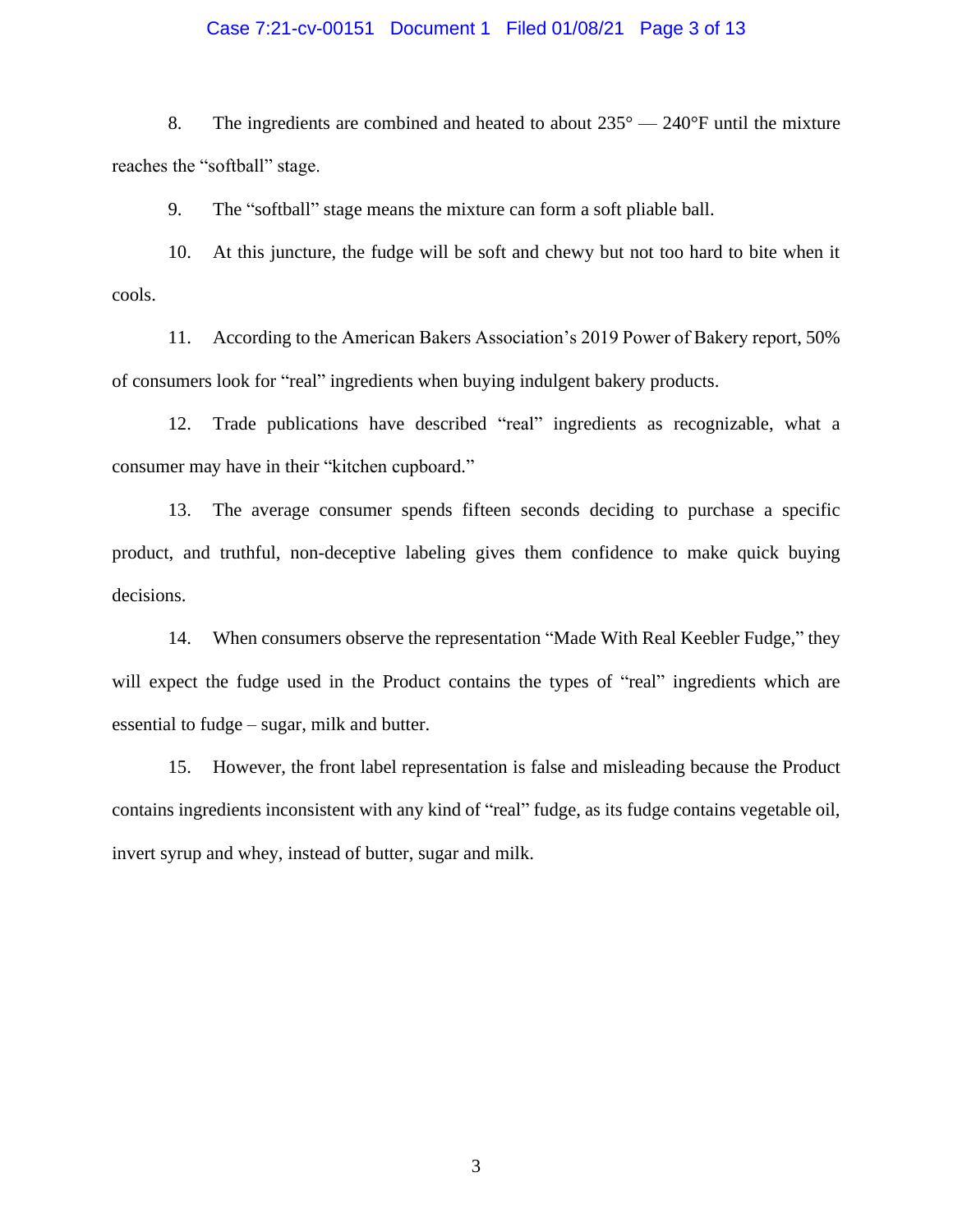8. The ingredients are combined and heated to about 235° — 240°F until the mixture reaches the "softball" stage.

9. The "softball" stage means the mixture can form a soft pliable ball.

10. At this juncture, the fudge will be soft and chewy but not too hard to bite when it cools.

11. According to the American Bakers Association's 2019 Power of Bakery report, 50% of consumers look for "real" ingredients when buying indulgent bakery products.

12. Trade publications have described "real" ingredients as recognizable, what a consumer may have in their "kitchen cupboard."

13. The average consumer spends fifteen seconds deciding to purchase a specific product, and truthful, non-deceptive labeling gives them confidence to make quick buying decisions.

14. When consumers observe the representation "Made With Real Keebler Fudge," they will expect the fudge used in the Product contains the types of "real" ingredients which are essential to fudge – sugar, milk and butter.

15. However, the front label representation is false and misleading because the Product contains ingredients inconsistent with any kind of "real" fudge, as its fudge contains vegetable oil, invert syrup and whey, instead of butter, sugar and milk.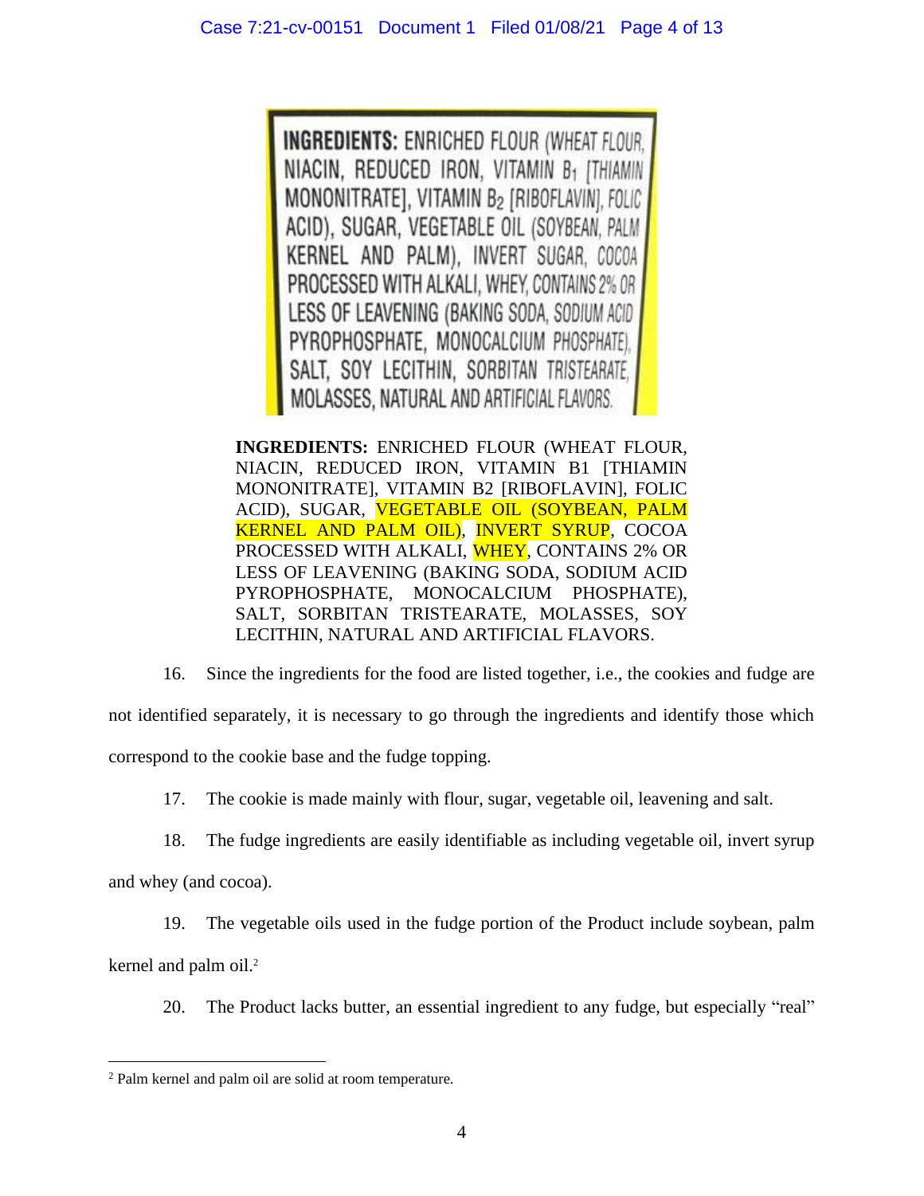**INGREDIENTS:** ENRICHED FLOUR (WHEAT FLOUR, NIACIN, REDUCED IRON, VITAMIN $B_1$ [THIAMIN MONONITRATE], VITAMIN $B_2$ [RIBOFLAVIN], FOLIC ACID), SUGAR, VEGETABLE OIL (SOYBEAN, PALM KERNEL AND PALM), INVERT SUGAR, COCOA PROCESSED WITH ALKALI, WHEY, CONTAINS 2% OR LESS OF LEAVENING (BAKING SODA, SODIUM ACID PYROPHOSPHATE, MONOCALCIUM PHOSPHATE), SALT, SOY LECITHIN, SORBITAN TRISTEARATE, MOLASSES, NATURAL AND ARTIFICIAL FLAVORS.

**INGREDIENTS:** ENRICHED FLOUR (WHEAT FLOUR, NIACIN, REDUCED IRON, VITAMIN B1 [THIAMIN MONONITRATE], VITAMIN B2 [RIBOFLAVIN], FOLIC ACID), SUGAR, VEGETABLE OIL (SOYBEAN, PALM KERNEL AND PALM OIL), INVERT SYRUP, COCOA PROCESSED WITH ALKALI, WHEY, CONTAINS 2% OR LESS OF LEAVENING (BAKING SODA, SODIUM ACID PYROPHOSPHATE, MONOCALCIUM PHOSPHATE), SALT, SORBITAN TRISTEARATE, MOLASSES, SOY LECITHIN, NATURAL AND ARTIFICIAL FLAVORS.

16. Since the ingredients for the food are listed together, i.e., the cookies and fudge are not identified separately, it is necessary to go through the ingredients and identify those which correspond to the cookie base and the fudge topping.

17. The cookie is made mainly with flour, sugar, vegetable oil, leavening and salt.

18. The fudge ingredients are easily identifiable as including vegetable oil, invert syrup and whey (and cocoa).

19. The vegetable oils used in the fudge portion of the Product include soybean, palm kernel and palm oil.[2]

20. The Product lacks butter, an essential ingredient to any fudge, but especially "real"

[2] Palm kernel and palm oil are solid at room temperature.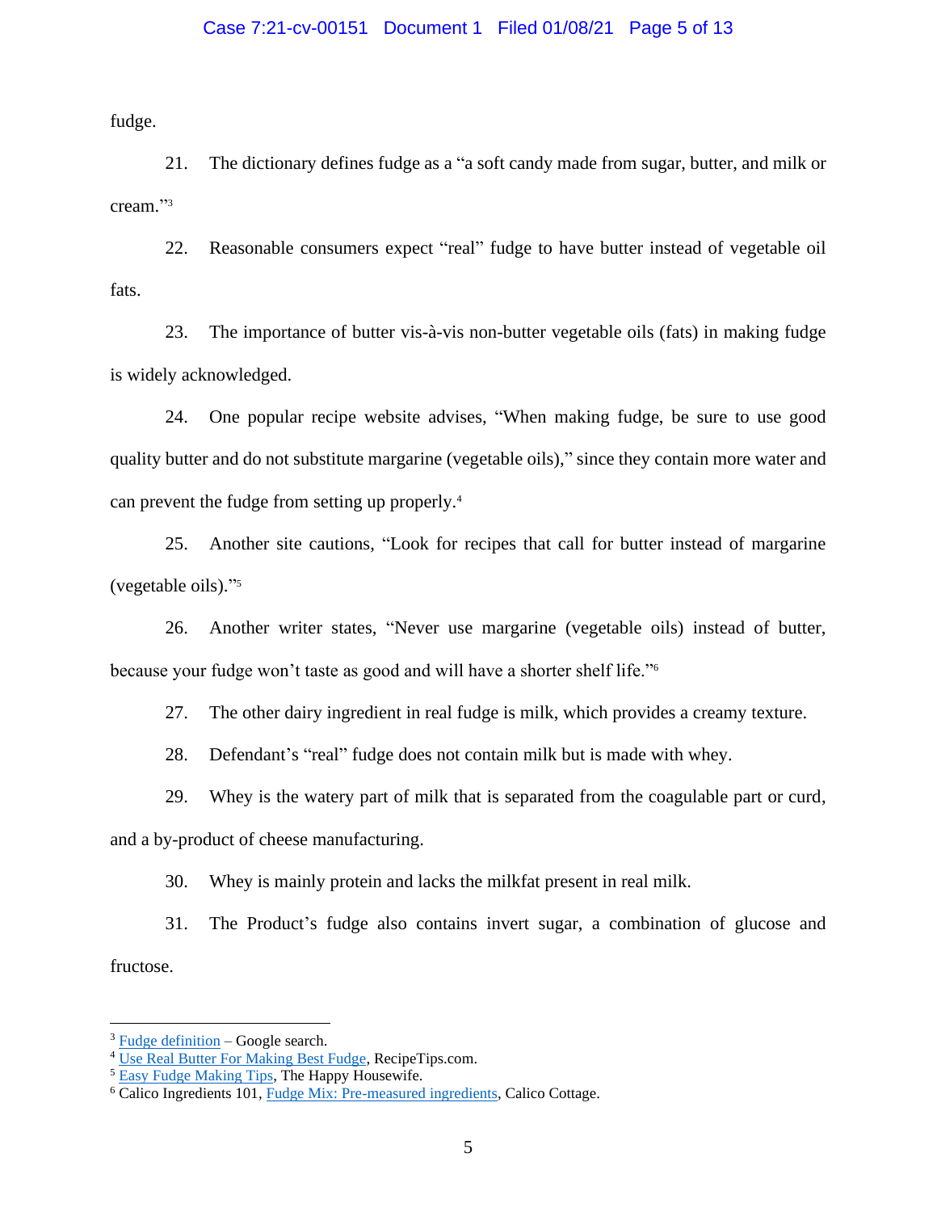fudge.

21. The dictionary defines fudge as a "a soft candy made from sugar, butter, and milk or cream."[3]

22. Reasonable consumers expect "real" fudge to have butter instead of vegetable oil fats.

23. The importance of butter vis-à-vis non-butter vegetable oils (fats) in making fudge is widely acknowledged.

24. One popular recipe website advises, "When making fudge, be sure to use good quality butter and do not substitute margarine (vegetable oils)," since they contain more water and can prevent the fudge from setting up properly.[4]

25. Another site cautions, "Look for recipes that call for butter instead of margarine (vegetable oils)."[5]

26. Another writer states, "Never use margarine (vegetable oils) instead of butter, because your fudge won't taste as good and will have a shorter shelf life."[6]

27. The other dairy ingredient in real fudge is milk, which provides a creamy texture.

28. Defendant's "real" fudge does not contain milk but is made with whey.

29. Whey is the watery part of milk that is separated from the coagulable part or curd, and a by-product of cheese manufacturing.

30. Whey is mainly protein and lacks the milkfat present in real milk.

31. The Product's fudge also contains invert sugar, a combination of glucose and fructose.

---

[3] Fudge definition – Google search.

[4] Use Real Butter For Making Best Fudge, RecipeTips.com.

[5] Easy Fudge Making Tips, The Happy Housewife.

[6] Calico Ingredients 101, Fudge Mix: Pre-measured ingredients, Calico Cottage.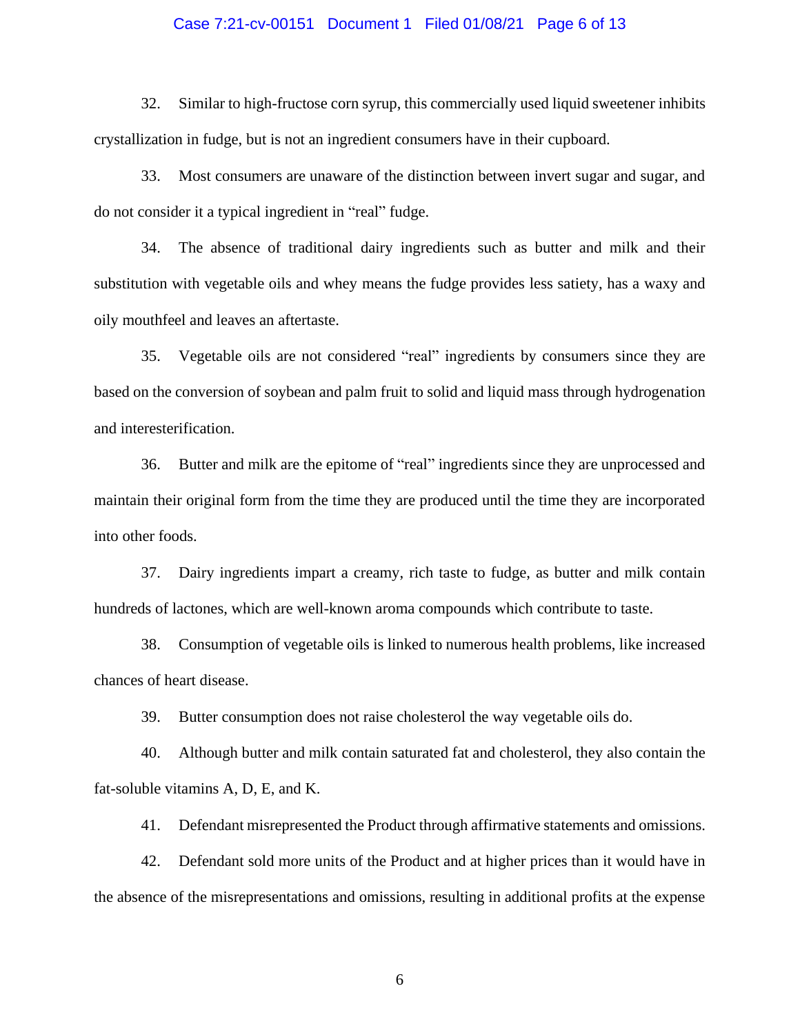32. Similar to high-fructose corn syrup, this commercially used liquid sweetener inhibits crystallization in fudge, but is not an ingredient consumers have in their cupboard.

33. Most consumers are unaware of the distinction between invert sugar and sugar, and do not consider it a typical ingredient in "real" fudge.

34. The absence of traditional dairy ingredients such as butter and milk and their substitution with vegetable oils and whey means the fudge provides less satiety, has a waxy and oily mouthfeel and leaves an aftertaste.

35. Vegetable oils are not considered "real" ingredients by consumers since they are based on the conversion of soybean and palm fruit to solid and liquid mass through hydrogenation and interesterification.

36. Butter and milk are the epitome of "real" ingredients since they are unprocessed and maintain their original form from the time they are produced until the time they are incorporated into other foods.

37. Dairy ingredients impart a creamy, rich taste to fudge, as butter and milk contain hundreds of lactones, which are well-known aroma compounds which contribute to taste.

38. Consumption of vegetable oils is linked to numerous health problems, like increased chances of heart disease.

39. Butter consumption does not raise cholesterol the way vegetable oils do.

40. Although butter and milk contain saturated fat and cholesterol, they also contain the fat-soluble vitamins A, D, E, and K.

41. Defendant misrepresented the Product through affirmative statements and omissions.

42. Defendant sold more units of the Product and at higher prices than it would have in the absence of the misrepresentations and omissions, resulting in additional profits at the expense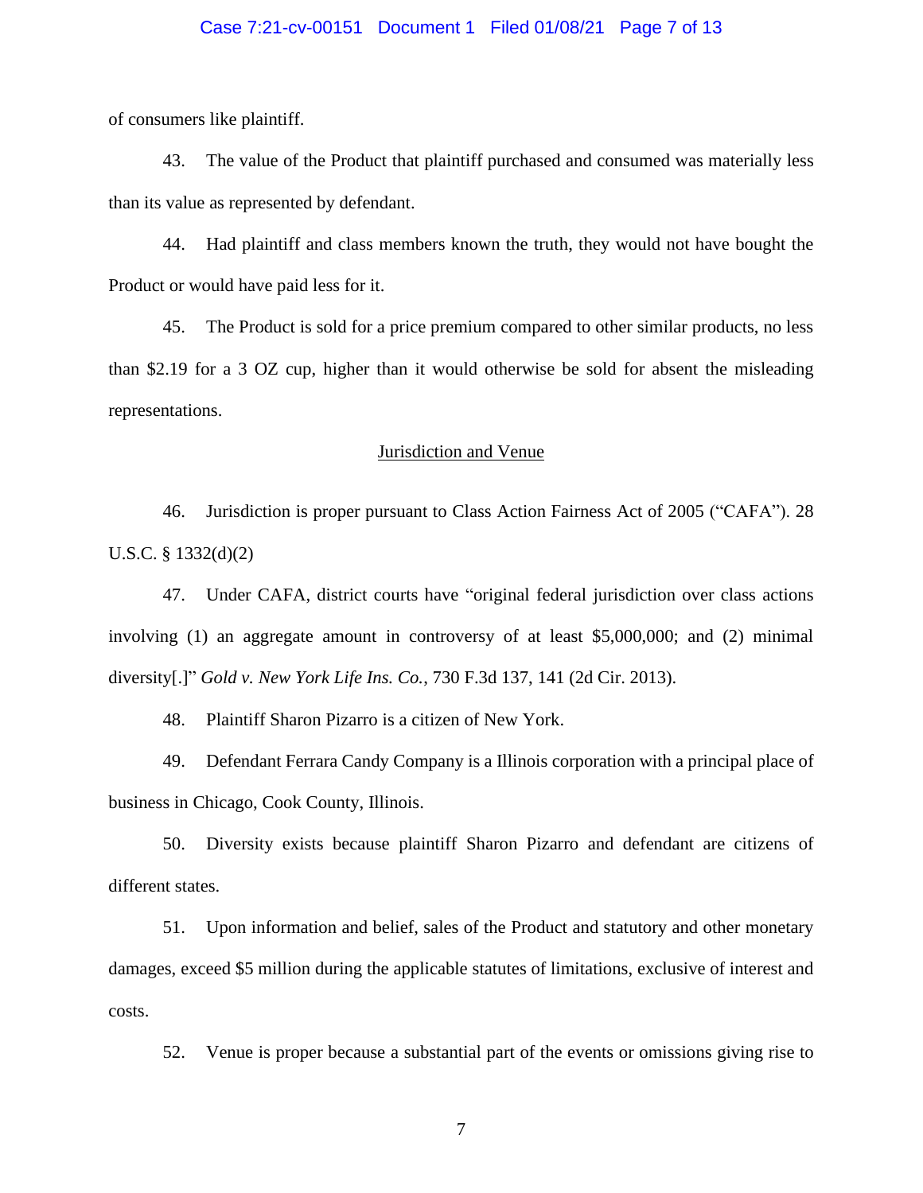of consumers like plaintiff.

43. The value of the Product that plaintiff purchased and consumed was materially less than its value as represented by defendant.

44. Had plaintiff and class members known the truth, they would not have bought the Product or would have paid less for it.

45. The Product is sold for a price premium compared to other similar products, no less than $2.19 for a 3 OZ cup, higher than it would otherwise be sold for absent the misleading representations.

## Jurisdiction and Venue

46. Jurisdiction is proper pursuant to Class Action Fairness Act of 2005 ("CAFA"). 28 U.S.C. § 1332(d)(2)

47. Under CAFA, district courts have "original federal jurisdiction over class actions involving (1) an aggregate amount in controversy of at least $5,000,000; and (2) minimal diversity[.]" *Gold v. New York Life Ins. Co.*, 730 F.3d 137, 141 (2d Cir. 2013).

48. Plaintiff Sharon Pizarro is a citizen of New York.

49. Defendant Ferrara Candy Company is a Illinois corporation with a principal place of business in Chicago, Cook County, Illinois.

50. Diversity exists because plaintiff Sharon Pizarro and defendant are citizens of different states.

51. Upon information and belief, sales of the Product and statutory and other monetary damages, exceed $5 million during the applicable statutes of limitations, exclusive of interest and costs.

52. Venue is proper because a substantial part of the events or omissions giving rise to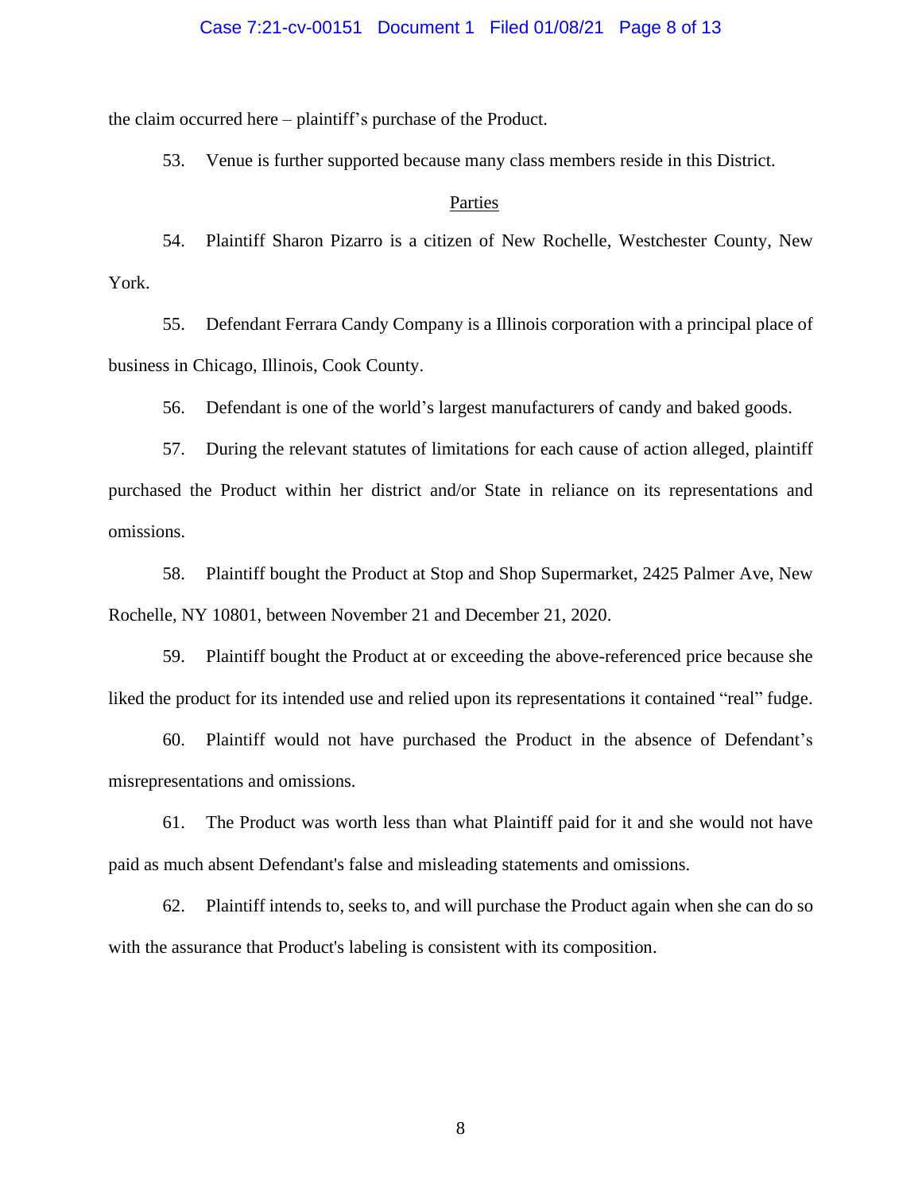the claim occurred here – plaintiff's purchase of the Product.

53. Venue is further supported because many class members reside in this District.

Parties

54. Plaintiff Sharon Pizarro is a citizen of New Rochelle, Westchester County, New York.

55. Defendant Ferrara Candy Company is a Illinois corporation with a principal place of business in Chicago, Illinois, Cook County.

56. Defendant is one of the world's largest manufacturers of candy and baked goods.

57. During the relevant statutes of limitations for each cause of action alleged, plaintiff purchased the Product within her district and/or State in reliance on its representations and omissions.

58. Plaintiff bought the Product at Stop and Shop Supermarket, 2425 Palmer Ave, New Rochelle, NY 10801, between November 21 and December 21, 2020.

59. Plaintiff bought the Product at or exceeding the above-referenced price because she liked the product for its intended use and relied upon its representations it contained "real" fudge.

60. Plaintiff would not have purchased the Product in the absence of Defendant's misrepresentations and omissions.

61. The Product was worth less than what Plaintiff paid for it and she would not have paid as much absent Defendant's false and misleading statements and omissions.

62. Plaintiff intends to, seeks to, and will purchase the Product again when she can do so with the assurance that Product's labeling is consistent with its composition.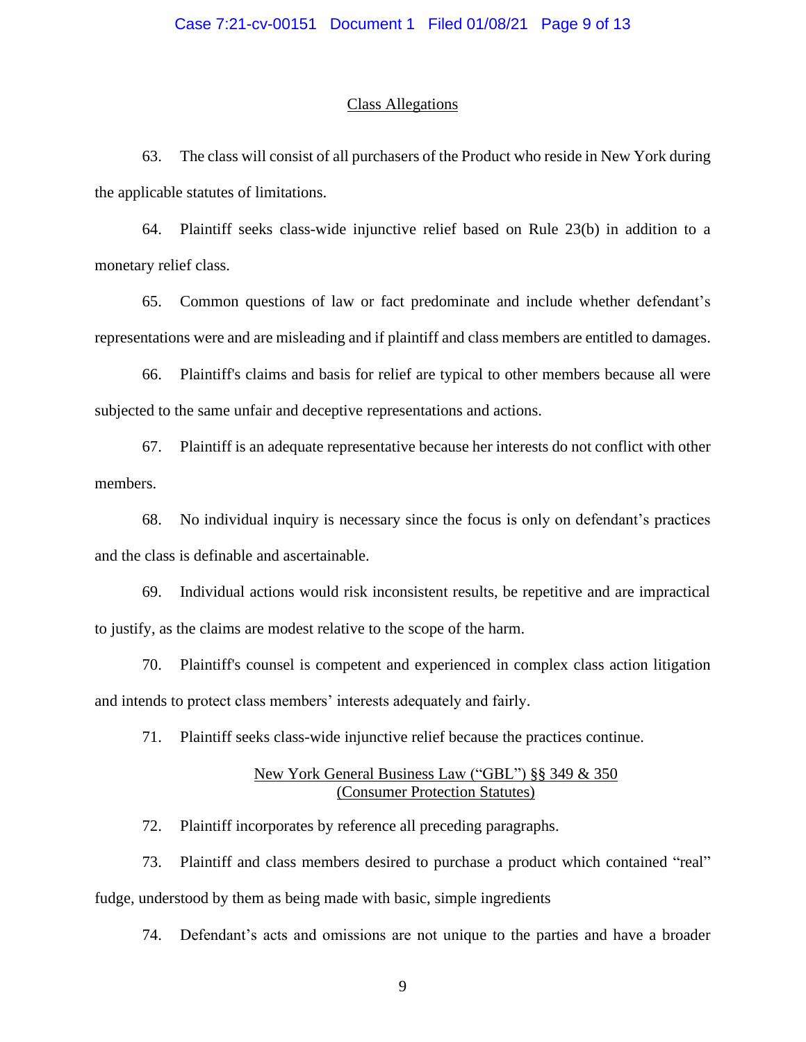## Class Allegations

63. The class will consist of all purchasers of the Product who reside in New York during the applicable statutes of limitations.

64. Plaintiff seeks class-wide injunctive relief based on Rule 23(b) in addition to a monetary relief class.

65. Common questions of law or fact predominate and include whether defendant's representations were and are misleading and if plaintiff and class members are entitled to damages.

66. Plaintiff's claims and basis for relief are typical to other members because all were subjected to the same unfair and deceptive representations and actions.

67. Plaintiff is an adequate representative because her interests do not conflict with other members.

68. No individual inquiry is necessary since the focus is only on defendant's practices and the class is definable and ascertainable.

69. Individual actions would risk inconsistent results, be repetitive and are impractical to justify, as the claims are modest relative to the scope of the harm.

70. Plaintiff's counsel is competent and experienced in complex class action litigation and intends to protect class members' interests adequately and fairly.

71. Plaintiff seeks class-wide injunctive relief because the practices continue.

## New York General Business Law ("GBL") §§ 349 & 350 (Consumer Protection Statutes)

72. Plaintiff incorporates by reference all preceding paragraphs.

73. Plaintiff and class members desired to purchase a product which contained "real" fudge, understood by them as being made with basic, simple ingredients

74. Defendant's acts and omissions are not unique to the parties and have a broader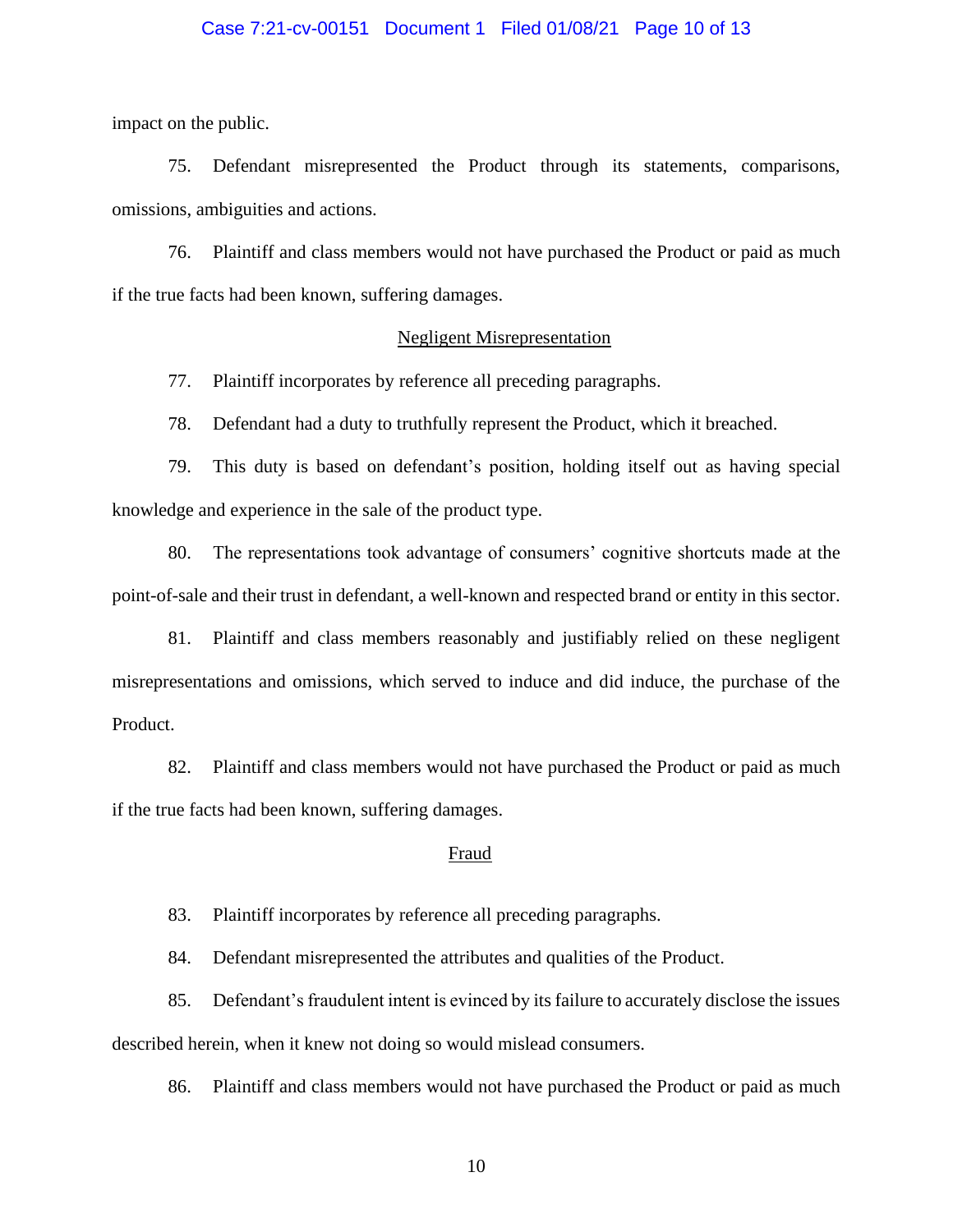impact on the public.

75. Defendant misrepresented the Product through its statements, comparisons, omissions, ambiguities and actions.

76. Plaintiff and class members would not have purchased the Product or paid as much if the true facts had been known, suffering damages.

## Negligent Misrepresentation

77. Plaintiff incorporates by reference all preceding paragraphs.

78. Defendant had a duty to truthfully represent the Product, which it breached.

79. This duty is based on defendant's position, holding itself out as having special knowledge and experience in the sale of the product type.

80. The representations took advantage of consumers' cognitive shortcuts made at the point-of-sale and their trust in defendant, a well-known and respected brand or entity in this sector.

81. Plaintiff and class members reasonably and justifiably relied on these negligent misrepresentations and omissions, which served to induce and did induce, the purchase of the Product.

82. Plaintiff and class members would not have purchased the Product or paid as much if the true facts had been known, suffering damages.

## Fraud

83. Plaintiff incorporates by reference all preceding paragraphs.

84. Defendant misrepresented the attributes and qualities of the Product.

85. Defendant's fraudulent intent is evinced by its failure to accurately disclose the issues described herein, when it knew not doing so would mislead consumers.

86. Plaintiff and class members would not have purchased the Product or paid as much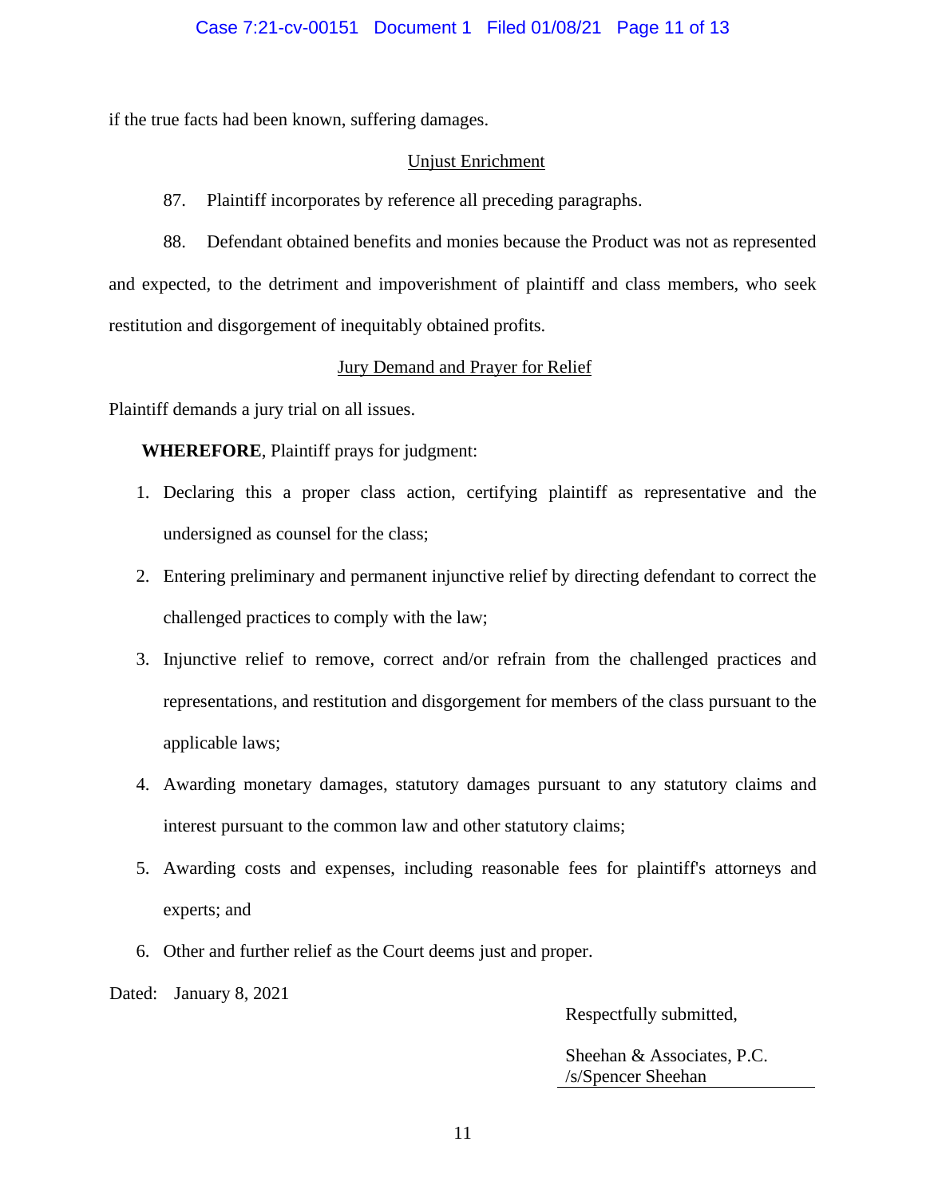if the true facts had been known, suffering damages.

## Unjust Enrichment

87. Plaintiff incorporates by reference all preceding paragraphs.

88. Defendant obtained benefits and monies because the Product was not as represented and expected, to the detriment and impoverishment of plaintiff and class members, who seek restitution and disgorgement of inequitably obtained profits.

## Jury Demand and Prayer for Relief

Plaintiff demands a jury trial on all issues.

**WHEREFORE**, Plaintiff prays for judgment:

1. Declaring this a proper class action, certifying plaintiff as representative and the undersigned as counsel for the class;
2. Entering preliminary and permanent injunctive relief by directing defendant to correct the challenged practices to comply with the law;
3. Injunctive relief to remove, correct and/or refrain from the challenged practices and representations, and restitution and disgorgement for members of the class pursuant to the applicable laws;
4. Awarding monetary damages, statutory damages pursuant to any statutory claims and interest pursuant to the common law and other statutory claims;
5. Awarding costs and expenses, including reasonable fees for plaintiff's attorneys and experts; and
6. Other and further relief as the Court deems just and proper.

Dated: January 8, 2021

Respectfully submitted,

Sheehan & Associates, P.C.
/s/Spencer Sheehan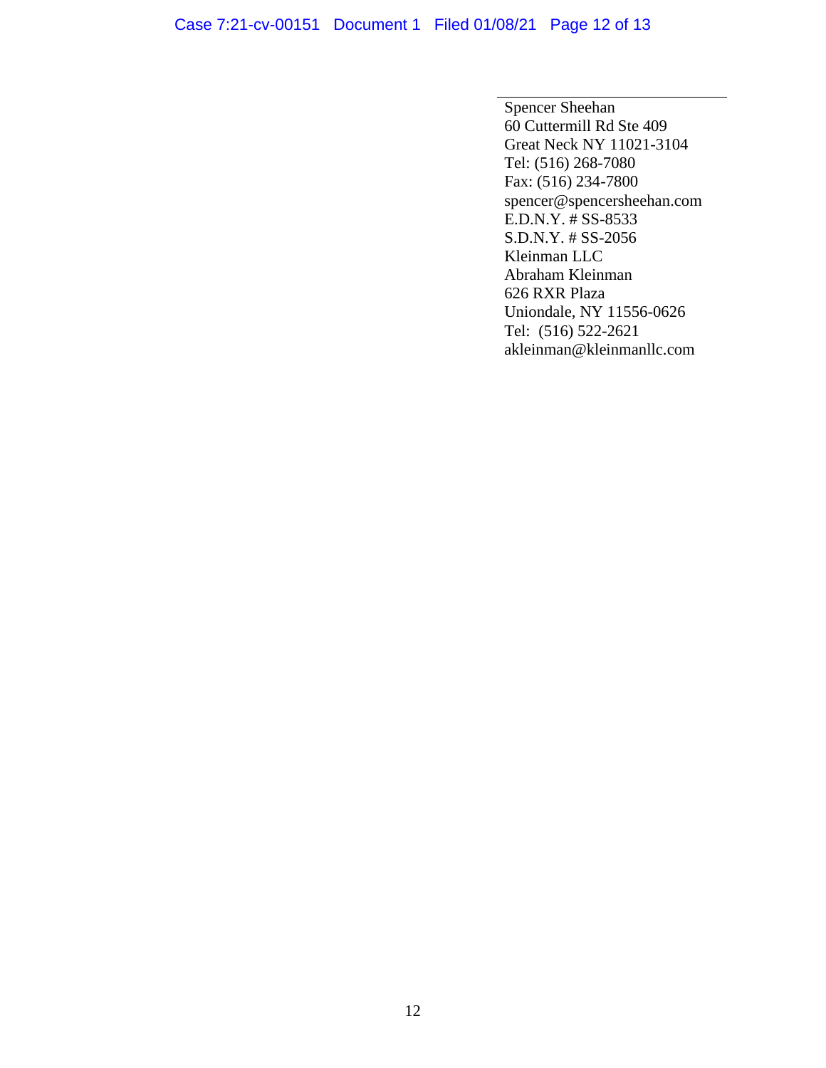\_\_\_\_\_\_\_\_\_\_\_\_\_\_\_\_\_\_\_\_\_\_\_\_\_\_\_\_\_\_\_\_\_\_\_\_\_\_\_

Spencer Sheehan
60 Cuttermill Rd Ste 409
Great Neck NY 11021-3104
Tel: (516) 268-7080
Fax: (516) 234-7800
spencer@spencersheehan.com
E.D.N.Y. # SS-8533
S.D.N.Y. # SS-2056
Kleinman LLC
Abraham Kleinman
626 RXR Plaza
Uniondale, NY 11556-0626
Tel: (516) 522-2621
akleinman@kleinmanllc.com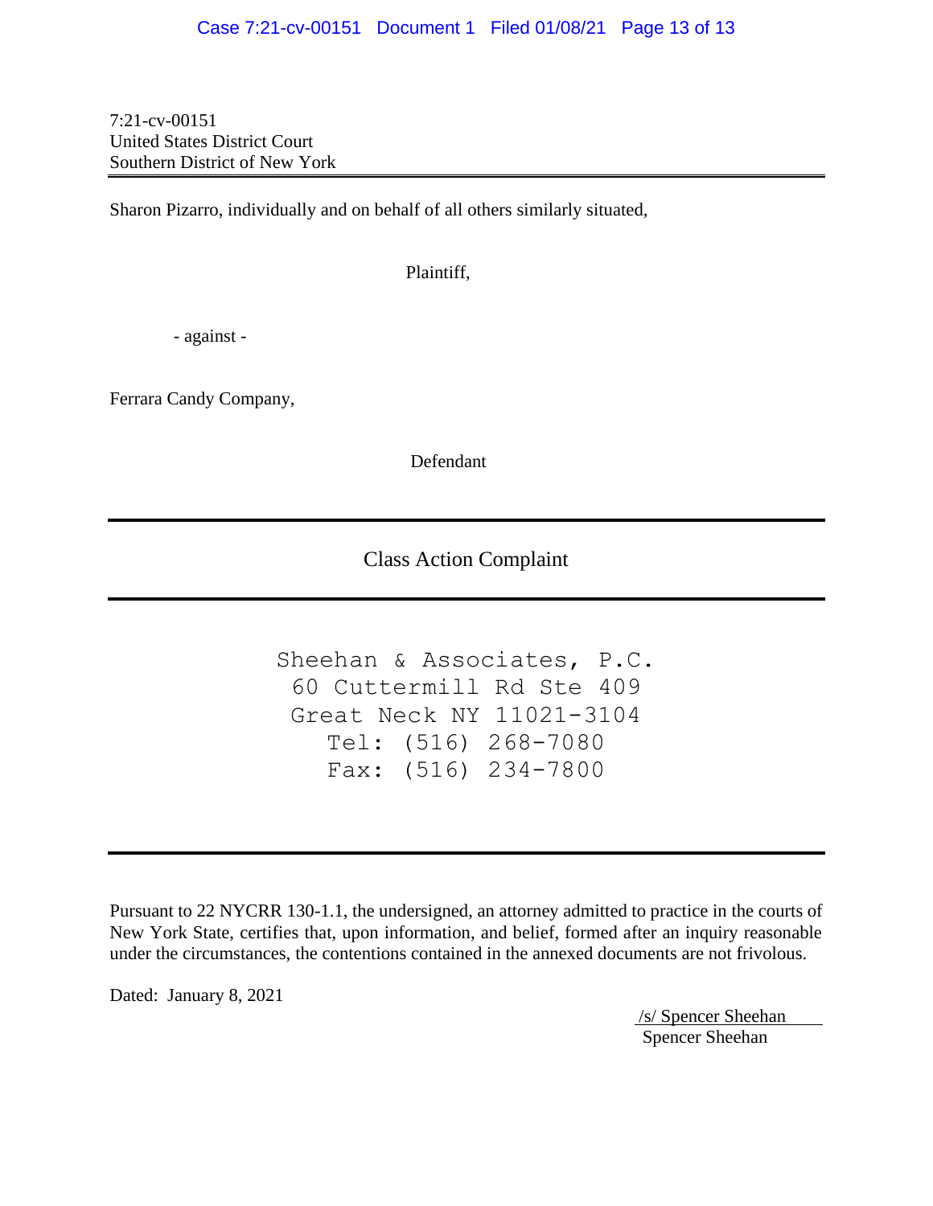7:21-cv-00151
United States District Court
Southern District of New York

---

Sharon Pizarro, individually and on behalf of all others similarly situated,

Plaintiff,

- against -

Ferrara Candy Company,

Defendant

---

Class Action Complaint

---

Sheehan & Associates, P.C.
60 Cuttermill Rd Ste 409
Great Neck NY 11021-3104
Tel: (516) 268-7080
Fax: (516) 234-7800

---

Pursuant to 22 NYCRR 130-1.1, the undersigned, an attorney admitted to practice in the courts of New York State, certifies that, upon information, and belief, formed after an inquiry reasonable under the circumstances, the contentions contained in the annexed documents are not frivolous.

Dated: January 8, 2021

/s/ Spencer Sheehan
Spencer Sheehan